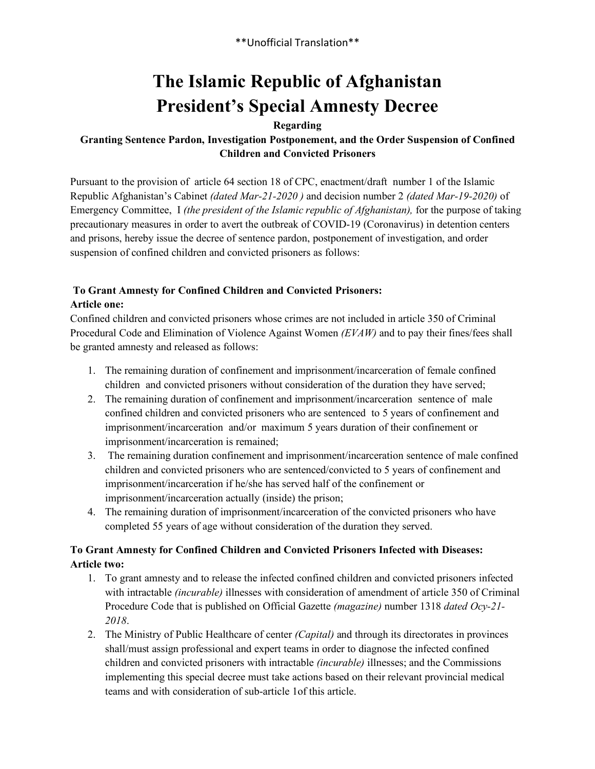**Unofficial Translation**

# The Islamic Republic of Afghanistan
# President's Special Amnesty Decree

**Regarding**

**Granting Sentence Pardon, Investigation Postponement, and the Order Suspension of Confined Children and Convicted Prisoners**

Pursuant to the provision of article 64 section 18 of CPC, enactment/draft number 1 of the Islamic Republic Afghanistan's Cabinet *(dated Mar-21-2020 )* and decision number 2 *(dated Mar-19-2020)* of Emergency Committee, I *(the president of the Islamic republic of Afghanistan),* for the purpose of taking precautionary measures in order to avert the outbreak of COVID-19 (Coronavirus) in detention centers and prisons, hereby issue the decree of sentence pardon, postponement of investigation, and order suspension of confined children and convicted prisoners as follows:

**To Grant Amnesty for Confined Children and Convicted Prisoners:**

**Article one:**

Confined children and convicted prisoners whose crimes are not included in article 350 of Criminal Procedural Code and Elimination of Violence Against Women *(EVAW)* and to pay their fines/fees shall be granted amnesty and released as follows:

1. The remaining duration of confinement and imprisonment/incarceration of female confined children and convicted prisoners without consideration of the duration they have served;
2. The remaining duration of confinement and imprisonment/incarceration sentence of male confined children and convicted prisoners who are sentenced to 5 years of confinement and imprisonment/incarceration and/or maximum 5 years duration of their confinement or imprisonment/incarceration is remained;
3. The remaining duration confinement and imprisonment/incarceration sentence of male confined children and convicted prisoners who are sentenced/convicted to 5 years of confinement and imprisonment/incarceration if he/she has served half of the confinement or imprisonment/incarceration actually (inside) the prison;
4. The remaining duration of imprisonment/incarceration of the convicted prisoners who have completed 55 years of age without consideration of the duration they served.

**To Grant Amnesty for Confined Children and Convicted Prisoners Infected with Diseases:**

**Article two:**

1. To grant amnesty and to release the infected confined children and convicted prisoners infected with intractable *(incurable)* illnesses with consideration of amendment of article 350 of Criminal Procedure Code that is published on Official Gazette *(magazine)* number 1318 *dated Ocy-21-2018*.
2. The Ministry of Public Healthcare of center *(Capital)* and through its directorates in provinces shall/must assign professional and expert teams in order to diagnose the infected confined children and convicted prisoners with intractable *(incurable)* illnesses; and the Commissions implementing this special decree must take actions based on their relevant provincial medical teams and with consideration of sub-article 1of this article.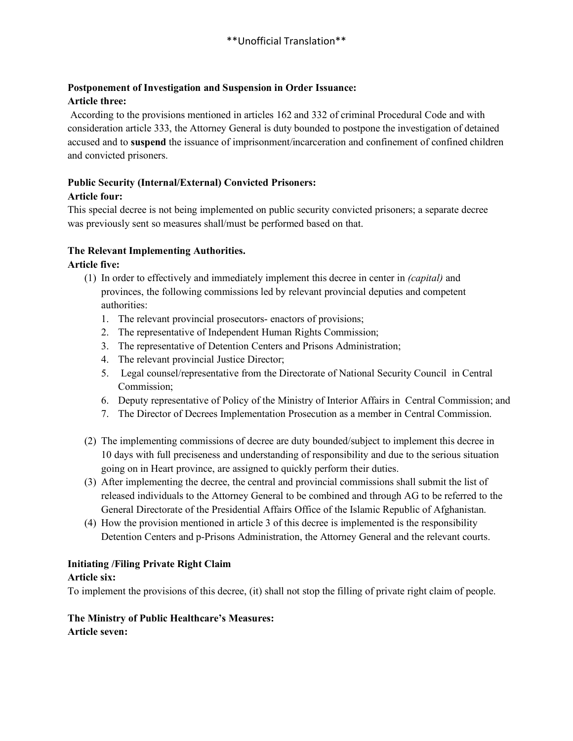\*\*Unofficial Translation\*\*

**Postponement of Investigation and Suspension in Order Issuance:**
**Article three:**

According to the provisions mentioned in articles 162 and 332 of criminal Procedural Code and with consideration article 333, the Attorney General is duty bounded to postpone the investigation of detained accused and to **suspend** the issuance of imprisonment/incarceration and confinement of confined children and convicted prisoners.

**Public Security (Internal/External) Convicted Prisoners:**
**Article four:**

This special decree is not being implemented on public security convicted prisoners; a separate decree was previously sent so measures shall/must be performed based on that.

**The Relevant Implementing Authorities.**
**Article five:**

(1) In order to effectively and immediately implement this decree in center in *(capital)* and provinces, the following commissions led by relevant provincial deputies and competent authorities:
   1. The relevant provincial prosecutors- enactors of provisions;
   2. The representative of Independent Human Rights Commission;
   3. The representative of Detention Centers and Prisons Administration;
   4. The relevant provincial Justice Director;
   5. Legal counsel/representative from the Directorate of National Security Council in Central Commission;
   6. Deputy representative of Policy of the Ministry of Interior Affairs in Central Commission; and
   7. The Director of Decrees Implementation Prosecution as a member in Central Commission.

(2) The implementing commissions of decree are duty bounded/subject to implement this decree in 10 days with full preciseness and understanding of responsibility and due to the serious situation going on in Heart province, are assigned to quickly perform their duties.

(3) After implementing the decree, the central and provincial commissions shall submit the list of released individuals to the Attorney General to be combined and through AG to be referred to the General Directorate of the Presidential Affairs Office of the Islamic Republic of Afghanistan.

(4) How the provision mentioned in article 3 of this decree is implemented is the responsibility Detention Centers and p-Prisons Administration, the Attorney General and the relevant courts.

**Initiating /Filing Private Right Claim**
**Article six:**

To implement the provisions of this decree, (it) shall not stop the filling of private right claim of people.

**The Ministry of Public Healthcare's Measures:**
**Article seven:**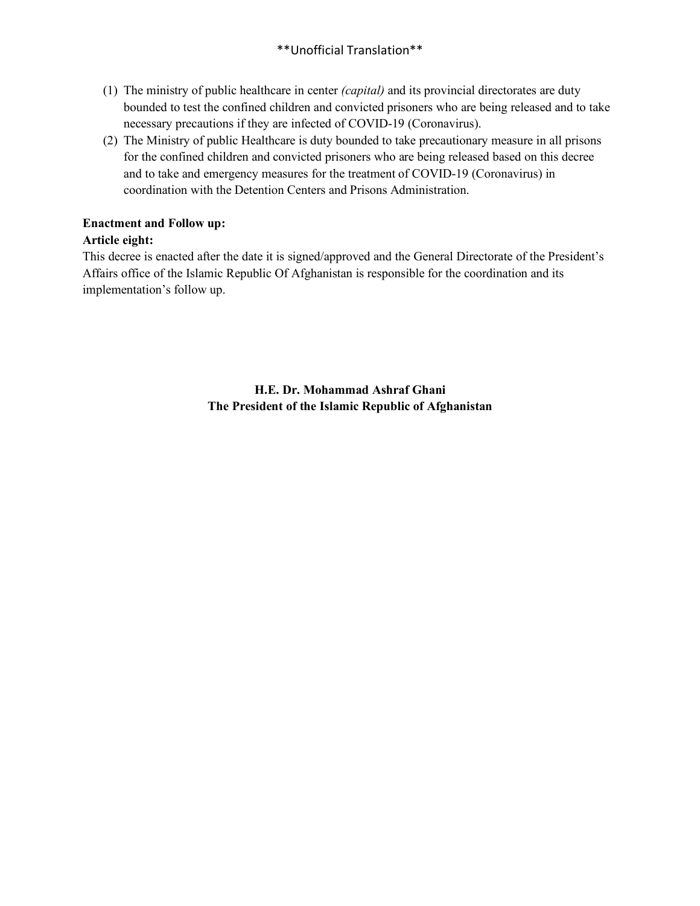(1) The ministry of public healthcare in center *(capital)* and its provincial directorates are duty bounded to test the confined children and convicted prisoners who are being released and to take necessary precautions if they are infected of COVID-19 (Coronavirus).

(2) The Ministry of public Healthcare is duty bounded to take precautionary measure in all prisons for the confined children and convicted prisoners who are being released based on this decree and to take and emergency measures for the treatment of COVID-19 (Coronavirus) in coordination with the Detention Centers and Prisons Administration.

**Enactment and Follow up:**

**Article eight:**

This decree is enacted after the date it is signed/approved and the General Directorate of the President's Affairs office of the Islamic Republic Of Afghanistan is responsible for the coordination and its implementation's follow up.

**H.E. Dr. Mohammad Ashraf Ghani**
**The President of the Islamic Republic of Afghanistan**